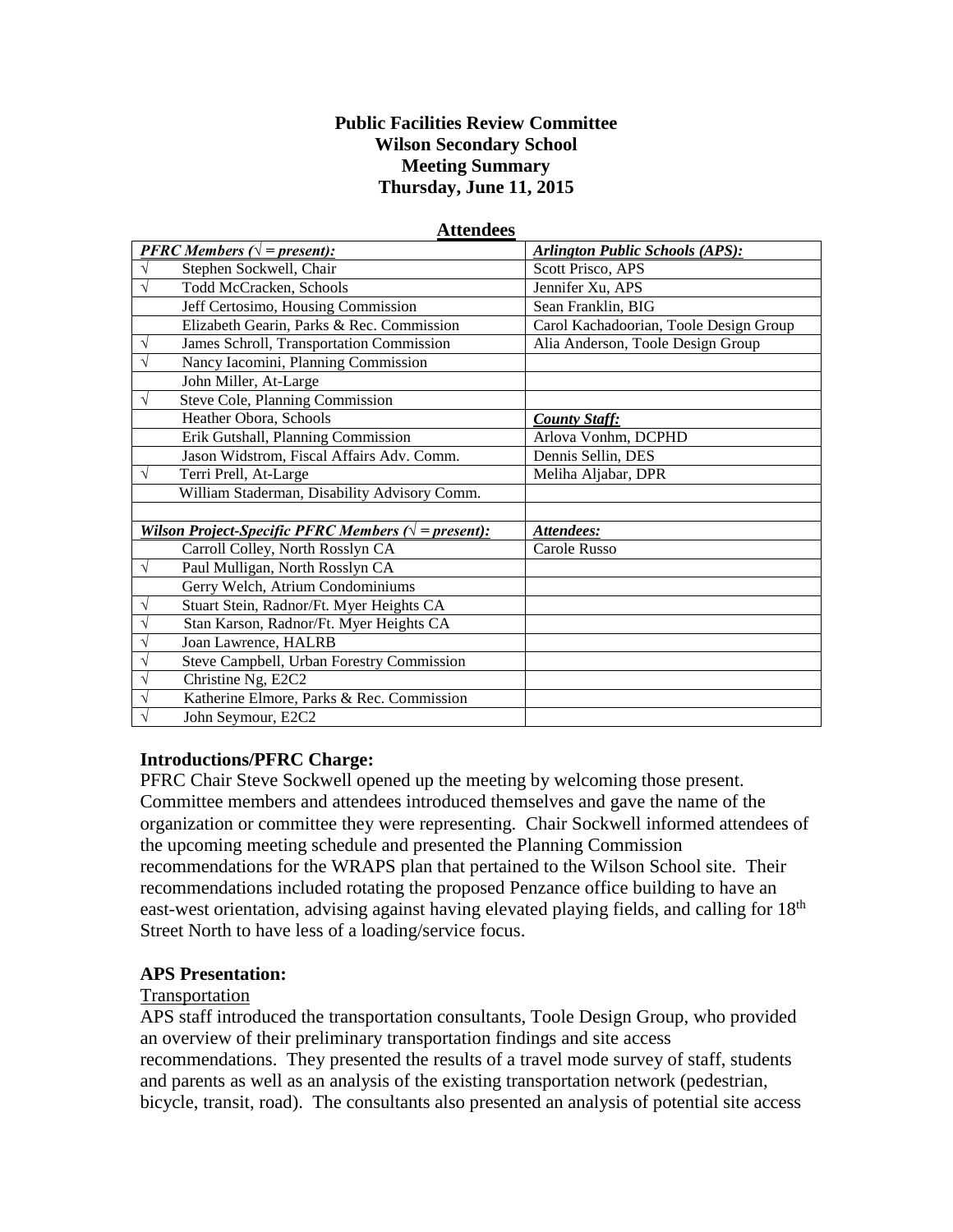**Public Facilities Review Committee**
**Wilson Secondary School**
**Meeting Summary**
**Thursday, June 11, 2015**

**Attendees**

| ***PFRC Members (√ = present):*** | ***Arlington Public Schools (APS):*** |
|---|---|
| √ Stephen Sockwell, Chair | Scott Prisco, APS |
| √ Todd McCracken, Schools | Jennifer Xu, APS |
| Jeff Certosimo, Housing Commission | Sean Franklin, BIG |
| Elizabeth Gearin, Parks & Rec. Commission | Carol Kachadoorian, Toole Design Group |
| √ James Schroll, Transportation Commission | Alia Anderson, Toole Design Group |
| √ Nancy Iacomini, Planning Commission | |
| John Miller, At-Large | |
| √ Steve Cole, Planning Commission | |
| Heather Obora, Schools | ***County Staff:*** |
| Erik Gutshall, Planning Commission | Arlova Vonhm, DCPHD |
| Jason Widstrom, Fiscal Affairs Adv. Comm. | Dennis Sellin, DES |
| √ Terri Prell, At-Large | Meliha Aljabar, DPR |
| William Staderman, Disability Advisory Comm. | |
| | |
| ***Wilson Project-Specific PFRC Members (√ = present):*** | ***Attendees:*** |
| Carroll Colley, North Rosslyn CA | Carole Russo |
| √ Paul Mulligan, North Rosslyn CA | |
| Gerry Welch, Atrium Condominiums | |
| √ Stuart Stein, Radnor/Ft. Myer Heights CA | |
| √ Stan Karson, Radnor/Ft. Myer Heights CA | |
| √ Joan Lawrence, HALRB | |
| √ Steve Campbell, Urban Forestry Commission | |
| √ Christine Ng, E2C2 | |
| √ Katherine Elmore, Parks & Rec. Commission | |
| √ John Seymour, E2C2 | |

**Introductions/PFRC Charge:**

PFRC Chair Steve Sockwell opened up the meeting by welcoming those present. Committee members and attendees introduced themselves and gave the name of the organization or committee they were representing. Chair Sockwell informed attendees of the upcoming meeting schedule and presented the Planning Commission recommendations for the WRAPS plan that pertained to the Wilson School site. Their recommendations included rotating the proposed Penzance office building to have an east-west orientation, advising against having elevated playing fields, and calling for 18th Street North to have less of a loading/service focus.

**APS Presentation:**

Transportation

APS staff introduced the transportation consultants, Toole Design Group, who provided an overview of their preliminary transportation findings and site access recommendations. They presented the results of a travel mode survey of staff, students and parents as well as an analysis of the existing transportation network (pedestrian, bicycle, transit, road). The consultants also presented an analysis of potential site access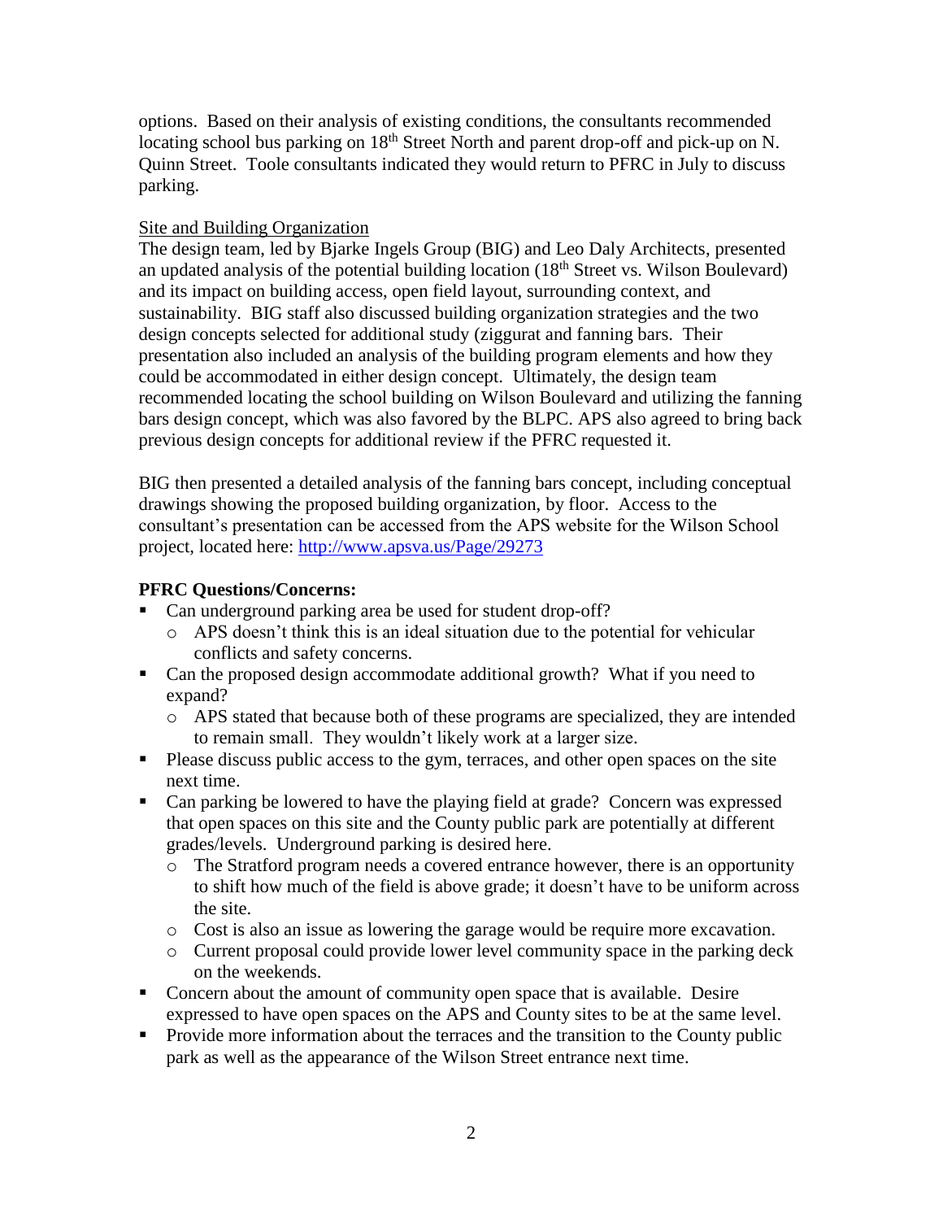options. Based on their analysis of existing conditions, the consultants recommended locating school bus parking on 18th Street North and parent drop-off and pick-up on N. Quinn Street. Toole consultants indicated they would return to PFRC in July to discuss parking.

Site and Building Organization

The design team, led by Bjarke Ingels Group (BIG) and Leo Daly Architects, presented an updated analysis of the potential building location (18th Street vs. Wilson Boulevard) and its impact on building access, open field layout, surrounding context, and sustainability. BIG staff also discussed building organization strategies and the two design concepts selected for additional study (ziggurat and fanning bars. Their presentation also included an analysis of the building program elements and how they could be accommodated in either design concept. Ultimately, the design team recommended locating the school building on Wilson Boulevard and utilizing the fanning bars design concept, which was also favored by the BLPC. APS also agreed to bring back previous design concepts for additional review if the PFRC requested it.

BIG then presented a detailed analysis of the fanning bars concept, including conceptual drawings showing the proposed building organization, by floor. Access to the consultant's presentation can be accessed from the APS website for the Wilson School project, located here: http://www.apsva.us/Page/29273

**PFRC Questions/Concerns:**

- Can underground parking area be used for student drop-off?
  - APS doesn't think this is an ideal situation due to the potential for vehicular conflicts and safety concerns.
- Can the proposed design accommodate additional growth? What if you need to expand?
  - APS stated that because both of these programs are specialized, they are intended to remain small. They wouldn't likely work at a larger size.
- Please discuss public access to the gym, terraces, and other open spaces on the site next time.
- Can parking be lowered to have the playing field at grade? Concern was expressed that open spaces on this site and the County public park are potentially at different grades/levels. Underground parking is desired here.
  - The Stratford program needs a covered entrance however, there is an opportunity to shift how much of the field is above grade; it doesn't have to be uniform across the site.
  - Cost is also an issue as lowering the garage would be require more excavation.
  - Current proposal could provide lower level community space in the parking deck on the weekends.
- Concern about the amount of community open space that is available. Desire expressed to have open spaces on the APS and County sites to be at the same level.
- Provide more information about the terraces and the transition to the County public park as well as the appearance of the Wilson Street entrance next time.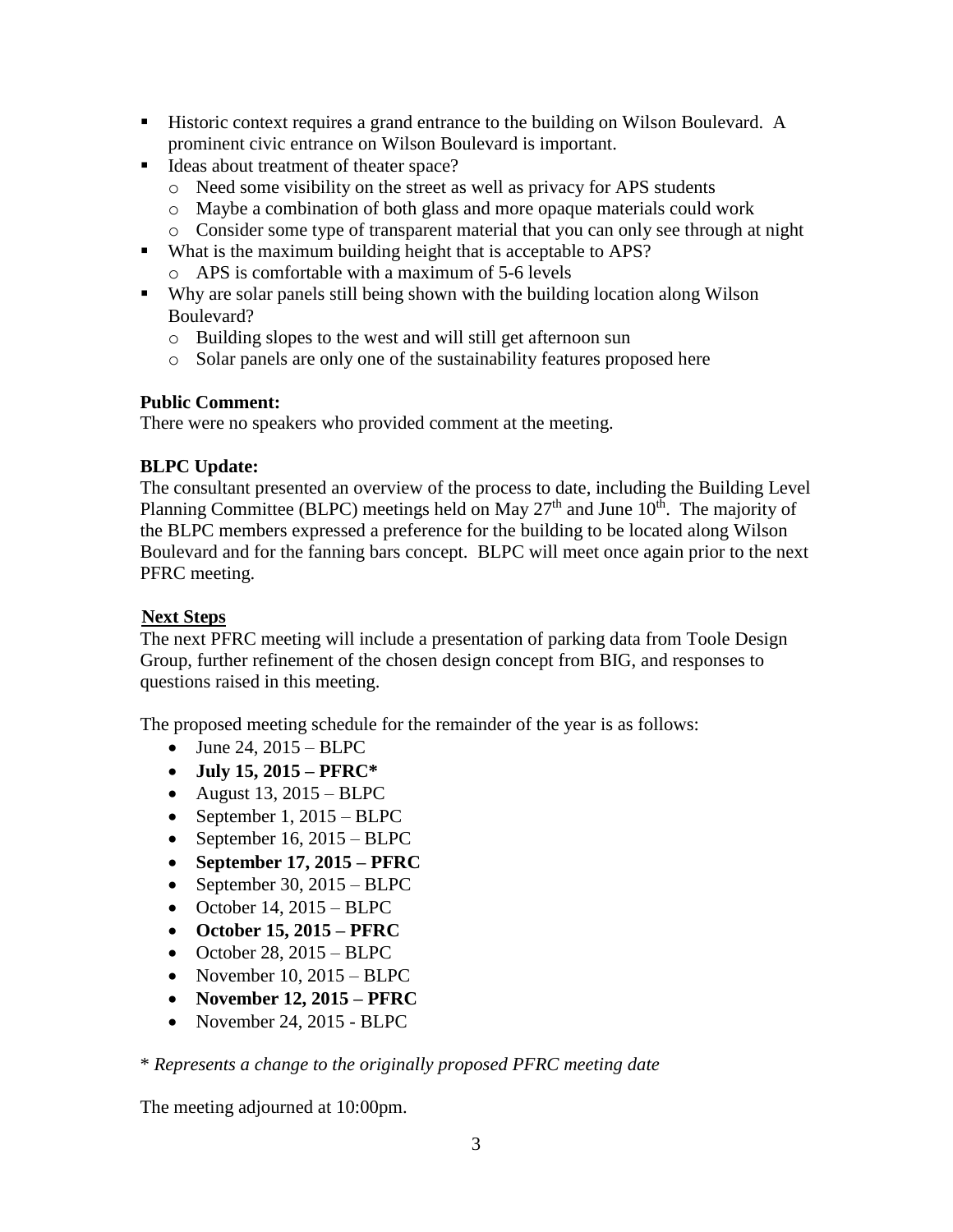- Historic context requires a grand entrance to the building on Wilson Boulevard. A prominent civic entrance on Wilson Boulevard is important.
- Ideas about treatment of theater space?
  - Need some visibility on the street as well as privacy for APS students
  - Maybe a combination of both glass and more opaque materials could work
  - Consider some type of transparent material that you can only see through at night
- What is the maximum building height that is acceptable to APS?
  - APS is comfortable with a maximum of 5-6 levels
- Why are solar panels still being shown with the building location along Wilson Boulevard?
  - Building slopes to the west and will still get afternoon sun
  - Solar panels are only one of the sustainability features proposed here

**Public Comment:**
There were no speakers who provided comment at the meeting.

**BLPC Update:**
The consultant presented an overview of the process to date, including the Building Level Planning Committee (BLPC) meetings held on May 27th and June 10th. The majority of the BLPC members expressed a preference for the building to be located along Wilson Boulevard and for the fanning bars concept. BLPC will meet once again prior to the next PFRC meeting.

**Next Steps**
The next PFRC meeting will include a presentation of parking data from Toole Design Group, further refinement of the chosen design concept from BIG, and responses to questions raised in this meeting.

The proposed meeting schedule for the remainder of the year is as follows:

- June 24, 2015 – BLPC
- **July 15, 2015 – PFRC***
- August 13, 2015 – BLPC
- September 1, 2015 – BLPC
- September 16, 2015 – BLPC
- **September 17, 2015 – PFRC**
- September 30, 2015 – BLPC
- October 14, 2015 – BLPC
- **October 15, 2015 – PFRC**
- October 28, 2015 – BLPC
- November 10, 2015 – BLPC
- **November 12, 2015 – PFRC**
- November 24, 2015 - BLPC

* *Represents a change to the originally proposed PFRC meeting date*

The meeting adjourned at 10:00pm.